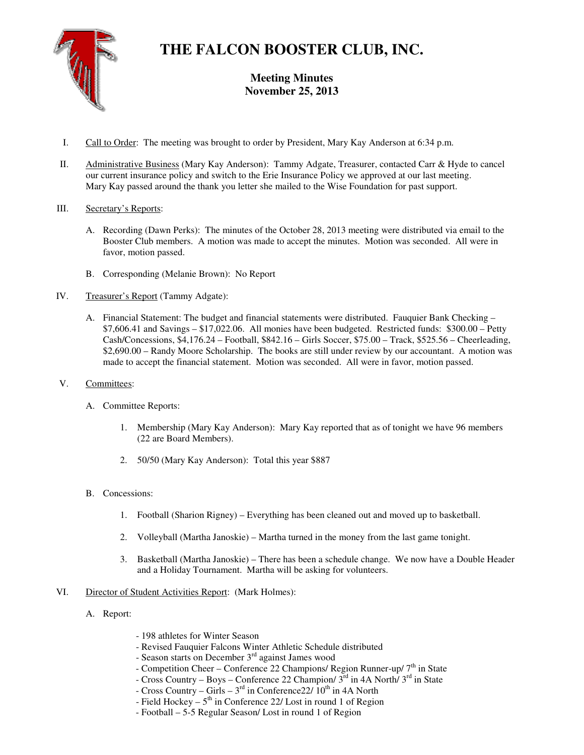# THE FALCON BOOSTER CLUB, INC.

## Meeting Minutes
## November 25, 2013

I. Call to Order: The meeting was brought to order by President, Mary Kay Anderson at 6:34 p.m.

II. Administrative Business (Mary Kay Anderson): Tammy Adgate, Treasurer, contacted Carr & Hyde to cancel our current insurance policy and switch to the Erie Insurance Policy we approved at our last meeting. Mary Kay passed around the thank you letter she mailed to the Wise Foundation for past support.

III. Secretary's Reports:

A. Recording (Dawn Perks): The minutes of the October 28, 2013 meeting were distributed via email to the Booster Club members. A motion was made to accept the minutes. Motion was seconded. All were in favor, motion passed.

B. Corresponding (Melanie Brown): No Report

IV. Treasurer's Report (Tammy Adgate):

A. Financial Statement: The budget and financial statements were distributed. Fauquier Bank Checking – $7,606.41 and Savings – $17,022.06. All monies have been budgeted. Restricted funds: $300.00 – Petty Cash/Concessions, $4,176.24 – Football, $842.16 – Girls Soccer, $75.00 – Track, $525.56 – Cheerleading, $2,690.00 – Randy Moore Scholarship. The books are still under review by our accountant. A motion was made to accept the financial statement. Motion was seconded. All were in favor, motion passed.

V. Committees:

A. Committee Reports:

1. Membership (Mary Kay Anderson): Mary Kay reported that as of tonight we have 96 members (22 are Board Members).

2. 50/50 (Mary Kay Anderson): Total this year $887

B. Concessions:

1. Football (Sharion Rigney) – Everything has been cleaned out and moved up to basketball.

2. Volleyball (Martha Janoskie) – Martha turned in the money from the last game tonight.

3. Basketball (Martha Janoskie) – There has been a schedule change. We now have a Double Header and a Holiday Tournament. Martha will be asking for volunteers.

VI. Director of Student Activities Report: (Mark Holmes):

A. Report:

- 198 athletes for Winter Season
- Revised Fauquier Falcons Winter Athletic Schedule distributed
- Season starts on December 3rd against James wood
- Competition Cheer – Conference 22 Champions/ Region Runner-up/ 7th in State
- Cross Country – Boys – Conference 22 Champion/ 3rd in 4A North/ 3rd in State
- Cross Country – Girls – 3rd in Conference22/ 10th in 4A North
- Field Hockey – 5th in Conference 22/ Lost in round 1 of Region
- Football – 5-5 Regular Season/ Lost in round 1 of Region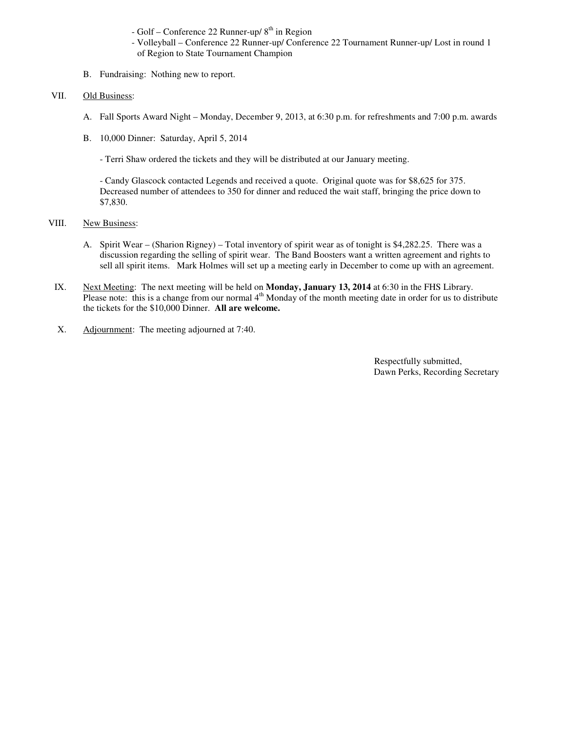- Golf – Conference 22 Runner-up/ 8th in Region
- Volleyball – Conference 22 Runner-up/ Conference 22 Tournament Runner-up/ Lost in round 1 of Region to State Tournament Champion

B. Fundraising: Nothing new to report.

VII. Old Business:

A. Fall Sports Award Night – Monday, December 9, 2013, at 6:30 p.m. for refreshments and 7:00 p.m. awards

B. 10,000 Dinner: Saturday, April 5, 2014

- Terri Shaw ordered the tickets and they will be distributed at our January meeting.

- Candy Glascock contacted Legends and received a quote. Original quote was for $8,625 for 375. Decreased number of attendees to 350 for dinner and reduced the wait staff, bringing the price down to $7,830.

VIII. New Business:

A. Spirit Wear – (Sharion Rigney) – Total inventory of spirit wear as of tonight is $4,282.25. There was a discussion regarding the selling of spirit wear. The Band Boosters want a written agreement and rights to sell all spirit items. Mark Holmes will set up a meeting early in December to come up with an agreement.

IX. Next Meeting: The next meeting will be held on **Monday, January 13, 2014** at 6:30 in the FHS Library. Please note: this is a change from our normal 4th Monday of the month meeting date in order for us to distribute the tickets for the $10,000 Dinner. **All are welcome.**

X. Adjournment: The meeting adjourned at 7:40.

Respectfully submitted,
Dawn Perks, Recording Secretary